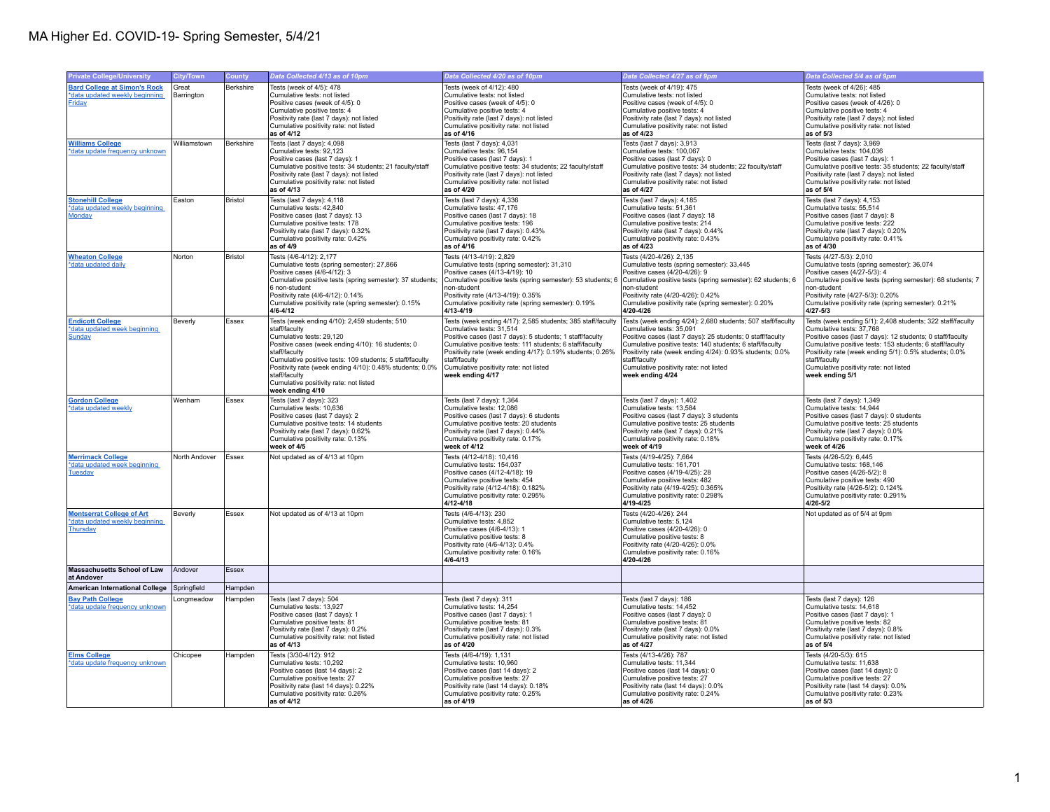# MA Higher Ed. COVID-19- Spring Semester, 5/4/21

| Private College/University | City/Town | County | Data Collected 4/13 as of 10pm | Data Collected 4/20 as of 10pm | Data Collected 4/27 as of 9pm | Data Collected 5/4 as of 9pm |
|---|---|---|---|---|---|---|
| **Bard College at Simon's Rock** *data updated weekly beginning Friday | Great Barrington | Berkshire | Tests (week of 4/5): 478<br>Cumulative tests: not listed<br>Positive cases (week of 4/5): 0<br>Cumulative positive tests: 4<br>Positivity rate (last 7 days): not listed<br>Cumulative positivity rate: not listed<br>**as of 4/12** | Tests (week of 4/12): 480<br>Cumulative tests: not listed<br>Positive cases (week of 4/5): 0<br>Cumulative positive tests: 4<br>Positivity rate (last 7 days): not listed<br>Cumulative positivity rate: not listed<br>**as of 4/16** | Tests (week of 4/19): 475<br>Cumulative tests: not listed<br>Positive cases (week of 4/5): 0<br>Cumulative positive tests: 4<br>Positivity rate (last 7 days): not listed<br>Cumulative positivity rate: not listed<br>**as of 4/23** | Tests (week of 4/26): 485<br>Cumulative tests: not listed<br>Positive cases (week of 4/26): 0<br>Cumulative positive tests: 4<br>Positivity rate (last 7 days): not listed<br>Cumulative positivity rate: not listed<br>**as of 5/3** |
| **Williams College** *data update frequency unknown | Williamstown | Berkshire | Tests (last 7 days): 4,098<br>Cumulative tests: 92,123<br>Positive cases (last 7 days): 1<br>Cumulative positive tests: 34 students; 21 faculty/staff<br>Positivity rate (last 7 days): not listed<br>Cumulative positivity rate: not listed<br>**as of 4/13** | Tests (last 7 days): 4,031<br>Cumulative tests: 96,154<br>Positive cases (last 7 days): 1<br>Cumulative positive tests: 34 students; 22 faculty/staff<br>Positivity rate (last 7 days): not listed<br>Cumulative positivity rate: not listed<br>**as of 4/20** | Tests (last 7 days): 3,913<br>Cumulative tests: 100,067<br>Positive cases (last 7 days): 0<br>Cumulative positive tests: 34 students; 22 faculty/staff<br>Positivity rate (last 7 days): not listed<br>Cumulative positivity rate: not listed<br>**as of 4/27** | Tests (last 7 days): 3,969<br>Cumulative tests: 104,036<br>Positive cases (last 7 days): 1<br>Cumulative positive tests: 35 students; 22 faculty/staff<br>Positivity rate (last 7 days): not listed<br>Cumulative positivity rate: not listed<br>**as of 5/4** |
| **Stonehill College** *data updated weekly beginning Monday | Easton | Bristol | Tests (last 7 days): 4,118<br>Cumulative tests: 42,840<br>Positive cases (last 7 days): 13<br>Cumulative positive tests: 178<br>Positivity rate (last 7 days): 0.32%<br>Cumulative positivity rate: 0.42%<br>**as of 4/9** | Tests (last 7 days): 4,336<br>Cumulative tests: 47,176<br>Positive cases (last 7 days): 18<br>Cumulative positive tests: 196<br>Positivity rate (last 7 days): 0.43%<br>Cumulative positivity rate: 0.42%<br>**as of 4/16** | Tests (last 7 days): 4,185<br>Cumulative tests: 51,361<br>Positive cases (last 7 days): 18<br>Cumulative positive tests: 214<br>Positivity rate (last 7 days): 0.44%<br>Cumulative positivity rate: 0.43%<br>**as of 4/23** | Tests (last 7 days): 4,153<br>Cumulative tests: 55,514<br>Positive cases (last 7 days): 8<br>Cumulative positive tests: 222<br>Positivity rate (last 7 days): 0.20%<br>Cumulative positivity rate: 0.41%<br>**as of 4/30** |
| **Wheaton College** *data updated daily | Norton | Bristol | Tests (4/6-4/12): 2,177<br>Cumulative tests (spring semester): 27,866<br>Positive cases (4/6-4/12): 3<br>Cumulative positive tests (spring semester): 37 students; 6 non-student<br>Positivity rate (4/6-4/12): 0.14%<br>Cumulative positivity rate (spring semester): 0.15%<br>**4/6-4/12** | Tests (4/13-4/19): 2,829<br>Cumulative tests (spring semester): 31,310<br>Positive cases (4/13-4/19): 10<br>Cumulative positive tests (spring semester): 53 students; 6 non-student<br>Positivity rate (4/13-4/19): 0.35%<br>Cumulative positivity rate (spring semester): 0.19%<br>**4/13-4/19** | Tests (4/20-4/26): 2,135<br>Cumulative tests (spring semester): 33,445<br>Positive cases (4/20-4/26): 9<br>Cumulative positive tests (spring semester): 62 students; 6 non-student<br>Positivity rate (4/20-4/26): 0.42%<br>Cumulative positivity rate (spring semester): 0.20%<br>**4/20-4/26** | Tests (4/27-5/3): 2,010<br>Cumulative tests (spring semester): 36,074<br>Positive cases (4/27-5/3): 4<br>Cumulative positive tests (spring semester): 68 students; 7 non-student<br>Positivity rate (4/27-5/3): 0.20%<br>Cumulative positivity rate (spring semester): 0.21%<br>**4/27-5/3** |
| **Endicott College** *data updated week beginning Sunday | Beverly | Essex | Tests (week ending 4/10): 2,459 students; 510 staff/faculty<br>Cumulative tests: 29,120<br>Positive cases (week ending 4/10): 16 students; 0 staff/faculty<br>Cumulative positive tests: 109 students; 5 staff/faculty<br>Positivity rate (week ending 4/10): 0.48% students; 0.0% staff/faculty<br>Cumulative positivity rate: not listed<br>**week ending 4/10** | Tests (week ending 4/17): 2,585 students; 385 staff/faculty<br>Cumulative tests: 31,514<br>Positive cases (last 7 days): 5 students; 1 staff/faculty<br>Cumulative positive tests: 111 students; 6 staff/faculty<br>Positivity rate (week ending 4/17): 0.19% students; 0.26% staff/faculty<br>Cumulative positivity rate: not listed<br>**week ending 4/17** | Tests (week ending 4/24): 2,680 students; 507 staff/faculty<br>Cumulative tests: 35,091<br>Positive cases (last 7 days): 25 students; 0 staff/faculty<br>Cumulative positive tests: 140 students; 6 staff/faculty<br>Positivity rate (week ending 4/24): 0.93% students; 0.0% staff/faculty<br>Cumulative positivity rate: not listed<br>**week ending 4/24** | Tests (week ending 5/1): 2,408 students; 322 staff/faculty<br>Cumulative tests: 37,768<br>Positive cases (last 7 days): 12 students; 0 staff/faculty<br>Cumulative positive tests: 153 students; 6 staff/faculty<br>Positivity rate (week ending 5/1): 0.5% students; 0.0% staff/faculty<br>Cumulative positivity rate: not listed<br>**week ending 5/1** |
| **Gordon College** *data updated weekly | Wenham | Essex | Tests (last 7 days): 323<br>Cumulative tests: 10,636<br>Positive cases (last 7 days): 2<br>Cumulative positive tests: 14 students<br>Positivity rate (last 7 days): 0.62%<br>Cumulative positivity rate: 0.13%<br>**week of 4/5** | Tests (last 7 days): 1,364<br>Cumulative tests: 12,086<br>Positive cases (last 7 days): 6 students<br>Cumulative positive tests: 20 students<br>Positivity rate (last 7 days): 0.44%<br>Cumulative positivity rate: 0.17%<br>**week of 4/12** | Tests (last 7 days): 1,402<br>Cumulative tests: 13,584<br>Positive cases (last 7 days): 3 students<br>Cumulative positive tests: 25 students<br>Positivity rate (last 7 days): 0.21%<br>Cumulative positivity rate: 0.18%<br>**week of 4/19** | Tests (last 7 days): 1,349<br>Cumulative tests: 14,944<br>Positive cases (last 7 days): 0 students<br>Cumulative positive tests: 25 students<br>Positivity rate (last 7 days): 0.0%<br>Cumulative positivity rate: 0.17%<br>**week of 4/26** |
| **Merrimack College** *data updated week beginning Tuesday | North Andover | Essex | Not updated as of 4/13 at 10pm | Tests (4/12-4/18): 10,416<br>Cumulative tests: 154,037<br>Positive cases (4/12-4/18): 19<br>Cumulative positive tests: 454<br>Positivity rate (4/12-4/18): 0.182%<br>Cumulative positivity rate: 0.295%<br>**4/12-4/18** | Tests (4/19-4/25): 7,664<br>Cumulative tests: 161,701<br>Positive cases (4/19-4/25): 28<br>Cumulative positive tests: 482<br>Positivity rate (4/19-4/25): 0.365%<br>Cumulative positivity rate: 0.298%<br>**4/19-4/25** | Tests (4/26-5/2): 6,445<br>Cumulative tests: 168,146<br>Positive cases (4/26-5/2): 8<br>Cumulative positive tests: 490<br>Positivity rate (4/26-5/2): 0.124%<br>Cumulative positivity rate: 0.291%<br>**4/26-5/2** |
| **Montserrat College of Art** *data updated weekly beginning Thursday | Beverly | Essex | Not updated as of 4/13 at 10pm | Tests (4/6-4/13): 230<br>Cumulative tests: 4,852<br>Positive cases (4/6-4/13): 1<br>Cumulative positive tests: 8<br>Positivity rate (4/6-4/13): 0.4%<br>Cumulative positivity rate: 0.16%<br>**4/6-4/13** | Tests (4/20-4/26): 244<br>Cumulative tests: 5,124<br>Positive cases (4/20-4/26): 0<br>Cumulative positive tests: 8<br>Positivity rate (4/20-4/26): 0.0%<br>Cumulative positivity rate: 0.16%<br>**4/20-4/26** | Not updated as of 5/4 at 9pm |
| **Massachusetts School of Law at Andover** | Andover | Essex | | | | |
| **American International College** | Springfield | Hampden | | | | |
| **Bay Path College** *data update frequency unknown | Longmeadow | Hampden | Tests (last 7 days): 504<br>Cumulative tests: 13,927<br>Positive cases (last 7 days): 1<br>Cumulative positive tests: 81<br>Positivity rate (last 7 days): 0.2%<br>Cumulative positivity rate: not listed<br>**as of 4/13** | Tests (last 7 days): 311<br>Cumulative tests: 14,254<br>Positive cases (last 7 days): 1<br>Cumulative positive tests: 81<br>Positivity rate (last 7 days): 0.3%<br>Cumulative positivity rate: not listed<br>**as of 4/20** | Tests (last 7 days): 186<br>Cumulative tests: 14,452<br>Positive cases (last 7 days): 0<br>Cumulative positive tests: 81<br>Positivity rate (last 7 days): 0.0%<br>Cumulative positivity rate: not listed<br>**as of 4/27** | Tests (last 7 days): 126<br>Cumulative tests: 14,618<br>Positive cases (last 7 days): 1<br>Cumulative positive tests: 82<br>Positivity rate (last 7 days): 0.8%<br>Cumulative positivity rate: not listed<br>**as of 5/4** |
| **Elms College** *data update frequency unknown | Chicopee | Hampden | Tests (3/30-4/12): 912<br>Cumulative tests: 10,292<br>Positive cases (last 14 days): 2<br>Cumulative positive tests: 27<br>Positivity rate (last 14 days): 0.22%<br>Cumulative positivity rate: 0.26%<br>**as of 4/12** | Tests (4/6-4/19): 1,131<br>Cumulative tests: 10,960<br>Positive cases (last 14 days): 2<br>Cumulative positive tests: 27<br>Positivity rate (last 14 days): 0.18%<br>Cumulative positivity rate: 0.25%<br>**as of 4/19** | Tests (4/13-4/26): 787<br>Cumulative tests: 11,344<br>Positive cases (last 14 days): 0<br>Cumulative positive tests: 27<br>Positivity rate (last 14 days): 0.0%<br>Cumulative positivity rate: 0.24%<br>**as of 4/26** | Tests (4/20-5/3): 615<br>Cumulative tests: 11,638<br>Positive cases (last 14 days): 0<br>Cumulative positive tests: 27<br>Positivity rate (last 14 days): 0.0%<br>Cumulative positivity rate: 0.23%<br>**as of 5/3** |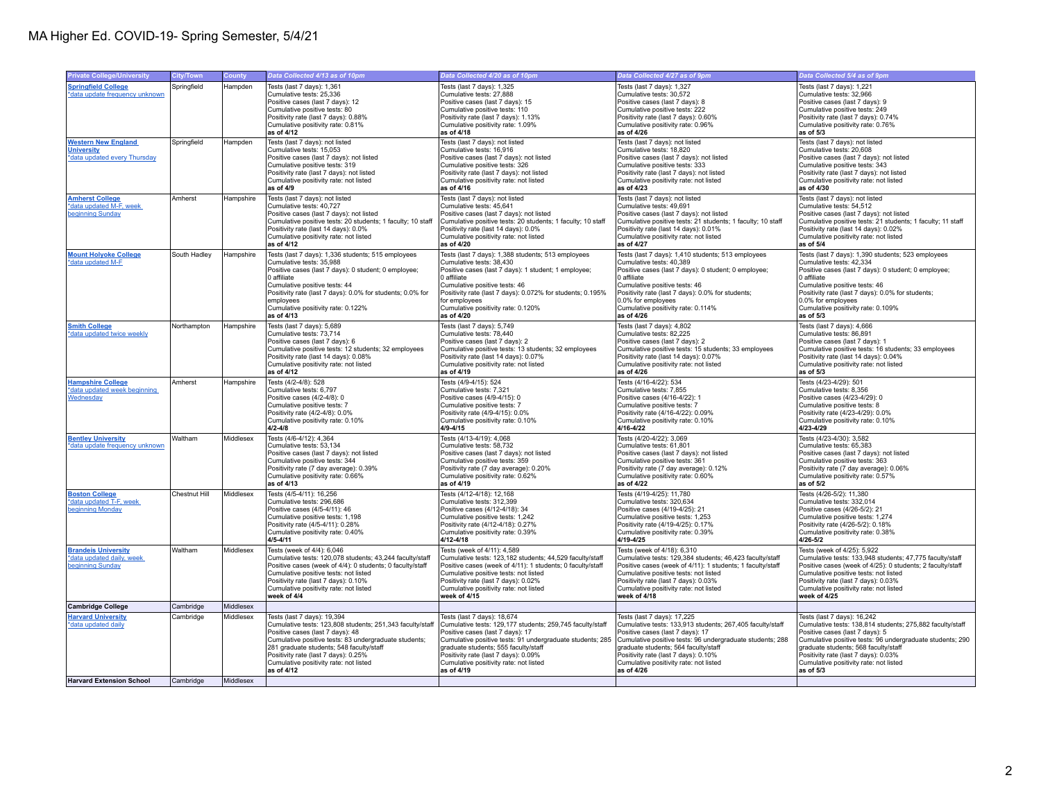# MA Higher Ed. COVID-19- Spring Semester, 5/4/21

| Private College/University | City/Town | County | Data Collected 4/13 as of 10pm | Data Collected 4/20 as of 10pm | Data Collected 4/27 as of 9pm | Data Collected 5/4 as of 9pm |
|---|---|---|---|---|---|---|
| **Springfield College** *data update frequency unknown | Springfield | Hampden | Tests (last 7 days): 1,361<br>Cumulative tests: 25,336<br>Positive cases (last 7 days): 12<br>Cumulative positive tests: 80<br>Positivity rate (last 7 days): 0.88%<br>Cumulative positivity rate: 0.81%<br>**as of 4/12** | Tests (last 7 days): 1,325<br>Cumulative tests: 27,888<br>Positive cases (last 7 days): 15<br>Cumulative positive tests: 110<br>Positivity rate (last 7 days): 1.13%<br>Cumulative positivity rate: 1.09%<br>**as of 4/18** | Tests (last 7 days): 1,327<br>Cumulative tests: 30,572<br>Positive cases (last 7 days): 8<br>Cumulative positive tests: 222<br>Positivity rate (last 7 days): 0.60%<br>Cumulative positivity rate: 0.96%<br>**as of 4/26** | Tests (last 7 days): 1,221<br>Cumulative tests: 32,966<br>Positive cases (last 7 days): 9<br>Cumulative positive tests: 249<br>Positivity rate (last 7 days): 0.74%<br>Cumulative positivity rate: 0.76%<br>**as of 5/3** |
| **Western New England University** *data updated every Thursday | Springfield | Hampden | Tests (last 7 days): not listed<br>Cumulative tests: 15,053<br>Positive cases (last 7 days): not listed<br>Cumulative positive tests: 319<br>Positivity rate (last 7 days): not listed<br>Cumulative positivity rate: not listed<br>**as of 4/9** | Tests (last 7 days): not listed<br>Cumulative tests: 16,916<br>Positive cases (last 7 days): not listed<br>Cumulative positive tests: 326<br>Positivity rate (last 7 days): not listed<br>Cumulative positivity rate: not listed<br>**as of 4/16** | Tests (last 7 days): not listed<br>Cumulative tests: 18,820<br>Positive cases (last 7 days): not listed<br>Cumulative positive tests: 333<br>Positivity rate (last 7 days): not listed<br>Cumulative positivity rate: not listed<br>**as of 4/23** | Tests (last 7 days): not listed<br>Cumulative tests: 20,608<br>Positive cases (last 7 days): not listed<br>Cumulative positive tests: 343<br>Positivity rate (last 7 days): not listed<br>Cumulative positivity rate: not listed<br>**as of 4/30** |
| **Amherst College** *data updated M-F, week beginning Sunday | Amherst | Hampshire | Tests (last 7 days): not listed<br>Cumulative tests: 40,727<br>Positive cases (last 7 days): not listed<br>Cumulative positive tests: 20 students; 1 faculty; 10 staff<br>Positivity rate (last 14 days): 0.0%<br>Cumulative positivity rate: not listed<br>**as of 4/12** | Tests (last 7 days): not listed<br>Cumulative tests: 45,641<br>Positive cases (last 7 days): not listed<br>Cumulative positive tests: 20 students; 1 faculty; 10 staff<br>Positivity rate (last 14 days): 0.0%<br>Cumulative positivity rate: not listed<br>**as of 4/20** | Tests (last 7 days): not listed<br>Cumulative tests: 49,691<br>Positive cases (last 7 days): not listed<br>Cumulative positive tests: 21 students; 1 faculty; 10 staff<br>Positivity rate (last 14 days): 0.01%<br>Cumulative positivity rate: not listed<br>**as of 4/27** | Tests (last 7 days): not listed<br>Cumulative tests: 54,512<br>Positive cases (last 7 days): not listed<br>Cumulative positive tests: 21 students; 1 faculty; 11 staff<br>Positivity rate (last 14 days): 0.02%<br>Cumulative positivity rate: not listed<br>**as of 5/4** |
| **Mount Holyoke College** *data updated M-F | South Hadley | Hampshire | Tests (last 7 days): 1,336 students; 515 employees<br>Cumulative tests: 35,988<br>Positive cases (last 7 days): 0 student; 0 employee; 0 affiliate<br>Cumulative positive tests: 44<br>Positivity rate (last 7 days): 0.0% for students; 0.0% for employees<br>Cumulative positivity rate: 0.122%<br>**as of 4/13** | Tests (last 7 days): 1,388 students; 513 employees<br>Cumulative tests: 38,430<br>Positive cases (last 7 days): 1 student; 1 employee; 0 affiliate<br>Cumulative positive tests: 46<br>Positivity rate (last 7 days): 0.072% for students; 0.195% for employees<br>Cumulative positivity rate: 0.120%<br>**as of 4/20** | Tests (last 7 days): 1,410 students; 513 employees<br>Cumulative tests: 40,389<br>Positive cases (last 7 days): 0 student; 0 employee; 0 affiliate<br>Cumulative positive tests: 46<br>Positivity rate (last 7 days): 0.0% for students; 0.0% for employees<br>Cumulative positivity rate: 0.114%<br>**as of 4/26** | Tests (last 7 days): 1,390 students; 523 employees<br>Cumulative tests: 42,334<br>Positive cases (last 7 days): 0 student; 0 employee; 0 affiliate<br>Cumulative positive tests: 46<br>Positivity rate (last 7 days): 0.0% for students; 0.0% for employees<br>Cumulative positivity rate: 0.109%<br>**as of 5/3** |
| **Smith College** *data updated twice weekly | Northampton | Hampshire | Tests (last 7 days): 5,689<br>Cumulative tests: 73,714<br>Positive cases (last 7 days): 6<br>Cumulative positive tests: 12 students; 32 employees<br>Positivity rate (last 14 days): 0.08%<br>Cumulative positivity rate: not listed<br>**as of 4/12** | Tests (last 7 days): 5,749<br>Cumulative tests: 78,440<br>Positive cases (last 7 days): 2<br>Cumulative positive tests: 13 students; 32 employees<br>Positivity rate (last 14 days): 0.07%<br>Cumulative positivity rate: not listed<br>**as of 4/19** | Tests (last 7 days): 4,802<br>Cumulative tests: 82,225<br>Positive cases (last 7 days): 2<br>Cumulative positive tests: 15 students; 33 employees<br>Positivity rate (last 14 days): 0.07%<br>Cumulative positivity rate: not listed<br>**as of 4/26** | Tests (last 7 days): 4,666<br>Cumulative tests: 86,891<br>Positive cases (last 7 days): 1<br>Cumulative positive tests: 16 students; 33 employees<br>Positivity rate (last 14 days): 0.04%<br>Cumulative positivity rate: not listed<br>**as of 5/3** |
| **Hampshire College** *data updated week beginning Wednesday | Amherst | Hampshire | Tests (4/2-4/8): 528<br>Cumulative tests: 6,797<br>Positive cases (4/2-4/8): 0<br>Cumulative positive tests: 7<br>Positivity rate (4/2-4/8): 0.0%<br>Cumulative positivity rate: 0.10%<br>**4/2-4/8** | Tests (4/9-4/15): 524<br>Cumulative tests: 7,321<br>Positive cases (4/9-4/15): 0<br>Cumulative positive tests: 7<br>Positivity rate (4/9-4/15): 0.0%<br>Cumulative positivity rate: 0.10%<br>**4/9-4/15** | Tests (4/16-4/22): 534<br>Cumulative tests: 7,855<br>Positive cases (4/16-4/22): 1<br>Cumulative positive tests: 7<br>Positivity rate (4/16-4/22): 0.09%<br>Cumulative positivity rate: 0.10%<br>**4/16-4/22** | Tests (4/23-4/29): 501<br>Cumulative tests: 8,356<br>Positive cases (4/23-4/29): 0<br>Cumulative positive tests: 8<br>Positivity rate (4/23-4/29): 0.0%<br>Cumulative positivity rate: 0.10%<br>**4/23-4/29** |
| **Bentley University** *data update frequency unknown | Waltham | Middlesex | Tests (4/6-4/12): 4,364<br>Cumulative tests: 53,134<br>Positive cases (last 7 days): not listed<br>Cumulative positive tests: 344<br>Positivity rate (7 day average): 0.39%<br>Cumulative positivity rate: 0.66%<br>**as of 4/13** | Tests (4/13-4/19): 4,068<br>Cumulative tests: 58,732<br>Positive cases (last 7 days): not listed<br>Cumulative positive tests: 359<br>Positivity rate (7 day average): 0.20%<br>Cumulative positivity rate: 0.62%<br>**as of 4/19** | Tests (4/20-4/22): 3,069<br>Cumulative tests: 61,801<br>Positive cases (last 7 days): not listed<br>Cumulative positive tests: 361<br>Positivity rate (7 day average): 0.12%<br>Cumulative positivity rate: 0.60%<br>**as of 4/22** | Tests (4/23-4/30): 3,582<br>Cumulative tests: 65,383<br>Positive cases (last 7 days): not listed<br>Cumulative positive tests: 363<br>Positivity rate (7 day average): 0.06%<br>Cumulative positivity rate: 0.57%<br>**as of 5/2** |
| **Boston College** *data updated T-F, week beginning Monday | Chestnut Hill | Middlesex | Tests (4/5-4/11): 16,256<br>Cumulative tests: 296,686<br>Positive cases (4/5-4/11): 46<br>Cumulative positive tests: 1,198<br>Positivity rate (4/5-4/11): 0.28%<br>Cumulative positivity rate: 0.40%<br>**4/5-4/11** | Tests (4/12-4/18): 12,168<br>Cumulative tests: 312,399<br>Positive cases (4/12-4/18): 34<br>Cumulative positive tests: 1,242<br>Positivity rate (4/12-4/18): 0.27%<br>Cumulative positivity rate: 0.39%<br>**4/12-4/18** | Tests (4/19-4/25): 11,780<br>Cumulative tests: 320,634<br>Positive cases (4/19-4/25): 21<br>Cumulative positive tests: 1,253<br>Positivity rate (4/19-4/25): 0.17%<br>Cumulative positivity rate: 0.39%<br>**4/19-4/25** | Tests (4/26-5/2): 11,380<br>Cumulative tests: 332,014<br>Positive cases (4/26-5/2): 21<br>Cumulative positive tests: 1,274<br>Positivity rate (4/26-5/2): 0.18%<br>Cumulative positivity rate: 0.38%<br>**4/26-5/2** |
| **Brandeis University** *data updated daily, week beginning Sunday | Waltham | Middlesex | Tests (week of 4/4): 6,046<br>Cumulative tests: 120,078 students; 43,244 faculty/staff<br>Positive cases (week of 4/4): 0 students; 0 faculty/staff<br>Cumulative positive tests: not listed<br>Positivity rate (last 7 days): not listed<br>Cumulative positivity rate: not listed<br>**week of 4/4** | Tests (week of 4/11): 4,589<br>Cumulative tests: 123,182 students; 44,529 faculty/staff<br>Positive cases (week of 4/11): 1 students; 0 faculty/staff<br>Cumulative positive tests: not listed<br>Positivity rate (last 7 days): not listed<br>Cumulative positivity rate: not listed<br>**week of 4/15** | Tests (week of 4/18): 6,310<br>Cumulative tests: 129,384 students; 46,423 faculty/staff<br>Positive cases (week of 4/11): 1 students; 1 faculty/staff<br>Cumulative positive tests: not listed<br>Positivity rate (last 7 days): not listed<br>Cumulative positivity rate: not listed<br>**week of 4/18** | Tests (week of 4/25): 5,922<br>Cumulative tests: 133,948 students; 47,775 faculty/staff<br>Positive cases (week of 4/25): 0 students; 2 faculty/staff<br>Cumulative positive tests: not listed<br>Positivity rate (last 7 days): not listed<br>Cumulative positivity rate: not listed<br>**week of 4/25** |
| **Cambridge College** | Cambridge | Middlesex | | | | |
| **Harvard University** *data updated daily | Cambridge | Middlesex | Tests (last 7 days): 19,394<br>Cumulative tests: 123,808 students; 251,343 faculty/staff<br>Positive cases (last 7 days): 48<br>Cumulative positive tests: 83 undergraduate students; 281 graduate students; 548 faculty/staff<br>Positivity rate (last 7 days): 0.25%<br>Cumulative positivity rate: not listed<br>**as of 4/12** | Tests (last 7 days): 18,674<br>Cumulative tests: 129,177 students; 259,745 faculty/staff<br>Positive cases (last 7 days): 17<br>Cumulative positive tests: 91 undergraduate students; 285 graduate students; 555 faculty/staff<br>Positivity rate (last 7 days): 0.09%<br>Cumulative positivity rate: not listed<br>**as of 4/19** | Tests (last 7 days): 17,225<br>Cumulative tests: 133,913 students; 267,405 faculty/staff<br>Positive cases (last 7 days): 17<br>Cumulative positive tests: 96 undergraduate students; 288 graduate students; 564 faculty/staff<br>Positivity rate (last 7 days): 0.10%<br>Cumulative positivity rate: not listed<br>**as of 4/26** | Tests (last 7 days): 16,242<br>Cumulative tests: 138,814 students; 275,882 faculty/staff<br>Positive cases (last 7 days): 5<br>Cumulative positive tests: 96 undergraduate students; 290 graduate students; 568 faculty/staff<br>Positivity rate (last 7 days): 0.03%<br>Cumulative positivity rate: not listed<br>**as of 5/3** |
| **Harvard Extension School** | Cambridge | Middlesex | | | | |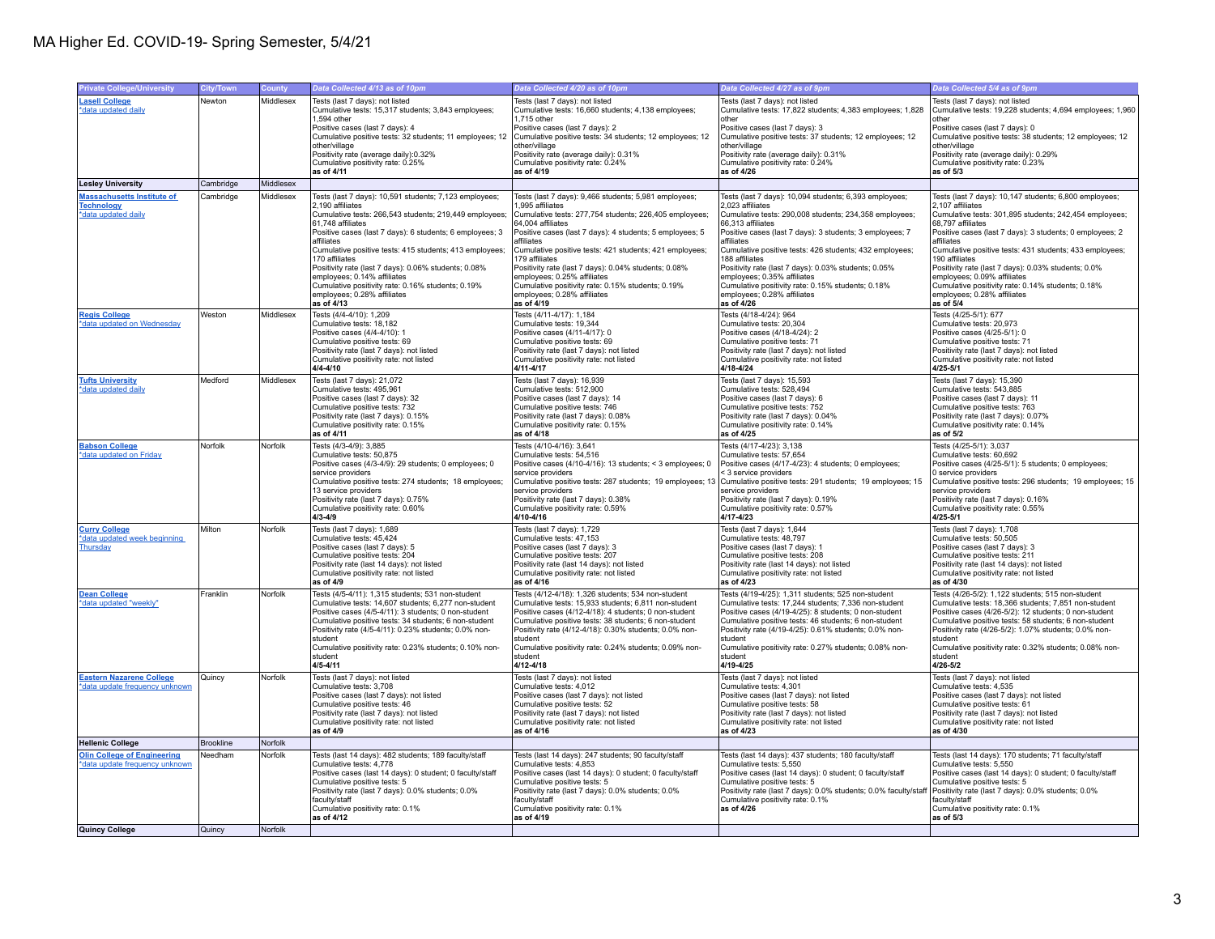# MA Higher Ed. COVID-19- Spring Semester, 5/4/21

| Private College/University | City/Town | County | Data Collected 4/13 as of 10pm | Data Collected 4/20 as of 10pm | Data Collected 4/27 as of 9pm | Data Collected 5/4 as of 9pm |
|---|---|---|---|---|---|---|
| Lasell College<br>*data updated daily | Newton | Middlesex | Tests (last 7 days): not listed<br>Cumulative tests: 15,317 students; 3,843 employees; 1,594 other<br>Positive cases (last 7 days): 4<br>Cumulative positive tests: 32 students; 11 employees; 12 other/village<br>Positivity rate (average daily):0.32%<br>Cumulative positivity rate: 0.25%<br>**as of 4/11** | Tests (last 7 days): not listed<br>Cumulative tests: 16,660 students; 4,138 employees; 1,715 other<br>Positive cases (last 7 days): 2<br>Cumulative positive tests: 34 students; 12 employees; 12 other/village<br>Positivity rate (average daily): 0.31%<br>Cumulative positivity rate: 0.24%<br>**as of 4/19** | Tests (last 7 days): not listed<br>Cumulative tests: 17,822 students; 4,383 employees; 1,828 other<br>Positive cases (last 7 days): 3<br>Cumulative positive tests: 37 students; 12 employees; 12 other/village<br>Positivity rate (average daily): 0.31%<br>Cumulative positivity rate: 0.24%<br>**as of 4/26** | Tests (last 7 days): not listed<br>Cumulative tests: 19,228 students; 4,694 employees; 1,960 other<br>Positive cases (last 7 days): 0<br>Cumulative positive tests: 38 students; 12 employees; 12 other/village<br>Positivity rate (average daily): 0.29%<br>Cumulative positivity rate: 0.23%<br>**as of 5/3** |
| **Lesley University** | Cambridge | Middlesex | | | | |
| Massachusetts Institute of Technology<br>*data updated daily | Cambridge | Middlesex | Tests (last 7 days): 10,591 students; 7,123 employees; 2,190 affiliates<br>Cumulative tests: 266,543 students; 219,449 employees; 61,748 affiliates<br>Positive cases (last 7 days): 6 students; 6 employees; 3 affiliates<br>Cumulative positive tests: 415 students; 413 employees; 170 affiliates<br>Positivity rate (last 7 days): 0.06% students; 0.08% employees; 0.14% affiliates<br>Cumulative positivity rate: 0.16% students; 0.19% employees; 0.28% affiliates<br>**as of 4/13** | Tests (last 7 days): 9,466 students; 5,981 employees; 1,995 affiliates<br>Cumulative tests: 277,754 students; 226,405 employees; 64,004 affiliates<br>Positive cases (last 7 days): 4 students; 5 employees; 5 affiliates<br>Cumulative positive tests: 421 students; 421 employees; 179 affiliates<br>Positivity rate (last 7 days): 0.04% students; 0.08% employees; 0.25% affiliates<br>Cumulative positivity rate: 0.15% students; 0.19% employees; 0.28% affiliates<br>**as of 4/19** | Tests (last 7 days): 10,094 students; 6,393 employees; 2,023 affiliates<br>Cumulative tests: 290,008 students; 234,358 employees; 66,313 affiliates<br>Positive cases (last 7 days): 3 students; 3 employees; 7 affiliates<br>Cumulative positive tests: 426 students; 432 employees; 188 affiliates<br>Positivity rate (last 7 days): 0.03% students; 0.05% employees; 0.35% affiliates<br>Cumulative positivity rate: 0.15% students; 0.18% employees; 0.28% affiliates<br>**as of 4/26** | Tests (last 7 days): 10,147 students; 6,800 employees; 2,107 affiliates<br>Cumulative tests: 301,895 students; 242,454 employees; 68,797 affiliates<br>Positive cases (last 7 days): 3 students; 0 employees; 2 affiliates<br>Cumulative positive tests: 431 students; 433 employees; 190 affiliates<br>Positivity rate (last 7 days): 0.03% students; 0.0% employees; 0.09% affiliates<br>Cumulative positivity rate: 0.14% students; 0.18% employees; 0.28% affiliates<br>**as of 5/4** |
| Regis College<br>*data updated on Wednesday | Weston | Middlesex | Tests (4/4-4/10): 1,209<br>Cumulative tests: 18,182<br>Positive cases (4/4-4/10): 1<br>Cumulative positive tests: 69<br>Positivity rate (last 7 days): not listed<br>Cumulative positivity rate: not listed<br>**4/4-4/10** | Tests (4/11-4/17): 1,184<br>Cumulative tests: 19,344<br>Positive cases (4/11-4/17): 0<br>Cumulative positive tests: 69<br>Positivity rate (last 7 days): not listed<br>Cumulative positivity rate: not listed<br>**4/11-4/17** | Tests (4/18-4/24): 964<br>Cumulative tests: 20,304<br>Positive cases (4/18-4/24): 2<br>Cumulative positive tests: 71<br>Positivity rate (last 7 days): not listed<br>Cumulative positivity rate: not listed<br>**4/18-4/24** | Tests (4/25-5/1): 677<br>Cumulative tests: 20,973<br>Positive cases (4/25-5/1): 0<br>Cumulative positive tests: 71<br>Positivity rate (last 7 days): not listed<br>Cumulative positivity rate: not listed<br>**4/25-5/1** |
| Tufts University<br>*data updated daily | Medford | Middlesex | Tests (last 7 days): 21,072<br>Cumulative tests: 495,961<br>Positive cases (last 7 days): 32<br>Cumulative positive tests: 732<br>Positivity rate (last 7 days): 0.15%<br>Cumulative positivity rate: 0.15%<br>**as of 4/11** | Tests (last 7 days): 16,939<br>Cumulative tests: 512,900<br>Positive cases (last 7 days): 14<br>Cumulative positive tests: 746<br>Positivity rate (last 7 days): 0.08%<br>Cumulative positivity rate: 0.15%<br>**as of 4/18** | Tests (last 7 days): 15,593<br>Cumulative tests: 528,494<br>Positive cases (last 7 days): 6<br>Cumulative positive tests: 752<br>Positivity rate (last 7 days): 0.04%<br>Cumulative positivity rate: 0.14%<br>**as of 4/25** | Tests (last 7 days): 15,390<br>Cumulative tests: 543,885<br>Positive cases (last 7 days): 11<br>Cumulative positive tests: 763<br>Positivity rate (last 7 days): 0.07%<br>Cumulative positivity rate: 0.14%<br>**as of 5/2** |
| Babson College<br>*data updated on Friday | Norfolk | Norfolk | Tests (4/3-4/9): 3,885<br>Cumulative tests: 50,875<br>Positive cases (4/3-4/9): 29 students; 0 employees; 0 service providers<br>Cumulative positive tests: 274 students; 18 employees; 13 service providers<br>Positivity rate (last 7 days): 0.75%<br>Cumulative positivity rate: 0.60%<br>**4/3-4/9** | Tests (4/10-4/16): 3,641<br>Cumulative tests: 54,516<br>Positive cases (4/10-4/16): 13 students; < 3 employees; 0 service providers<br>Cumulative positive tests: 287 students; 19 employees; 13 service providers<br>Positivity rate (last 7 days): 0.38%<br>Cumulative positivity rate: 0.59%<br>**4/10-4/16** | Tests (4/17-4/23): 3,138<br>Cumulative tests: 57,654<br>Positive cases (4/17-4/23): 4 students; 0 employees; < 3 service providers<br>Cumulative positive tests: 291 students; 19 employees; 15 service providers<br>Positivity rate (last 7 days): 0.19%<br>Cumulative positivity rate: 0.57%<br>**4/17-4/23** | Tests (4/25-5/1): 3,037<br>Cumulative tests: 60,692<br>Positive cases (4/25-5/1): 5 students; 0 employees; 0 service providers<br>Cumulative positive tests: 296 students; 19 employees; 15 service providers<br>Positivity rate (last 7 days): 0.16%<br>Cumulative positivity rate: 0.55%<br>**4/25-5/1** |
| Curry College<br>*data updated week beginning Thursday | Milton | Norfolk | Tests (last 7 days): 1,689<br>Cumulative tests: 45,424<br>Positive cases (last 7 days): 5<br>Cumulative positive tests: 204<br>Positivity rate (last 14 days): not listed<br>Cumulative positivity rate: not listed<br>**as of 4/9** | Tests (last 7 days): 1,729<br>Cumulative tests: 47,153<br>Positive cases (last 7 days): 3<br>Cumulative positive tests: 207<br>Positivity rate (last 14 days): not listed<br>Cumulative positivity rate: not listed<br>**as of 4/16** | Tests (last 7 days): 1,644<br>Cumulative tests: 48,797<br>Positive cases (last 7 days): 1<br>Cumulative positive tests: 208<br>Positivity rate (last 14 days): not listed<br>Cumulative positivity rate: not listed<br>**as of 4/23** | Tests (last 7 days): 1,708<br>Cumulative tests: 50,505<br>Positive cases (last 7 days): 3<br>Cumulative positive tests: 211<br>Positivity rate (last 14 days): not listed<br>Cumulative positivity rate: not listed<br>**as of 4/30** |
| Dean College<br>*data updated "weekly" | Franklin | Norfolk | Tests (4/5-4/11): 1,315 students; 531 non-student<br>Cumulative tests: 14,607 students; 6,277 non-student<br>Positive cases (4/5-4/11): 3 students; 0 non-student<br>Cumulative positive tests: 34 students; 6 non-student<br>Positivity rate (4/5-4/11): 0.23% students; 0.0% non-student<br>Cumulative positivity rate: 0.23% students; 0.10% non-student<br>**4/5-4/11** | Tests (4/12-4/18): 1,326 students; 534 non-student<br>Cumulative tests: 15,933 students; 6,811 non-student<br>Positive cases (4/12-4/18): 4 students; 0 non-student<br>Cumulative positive tests: 38 students; 6 non-student<br>Positivity rate (4/12-4/18): 0.30% students; 0.0% non-student<br>Cumulative positivity rate: 0.24% students; 0.09% non-student<br>**4/12-4/18** | Tests (4/19-4/25): 1,311 students; 525 non-student<br>Cumulative tests: 17,244 students; 7,336 non-student<br>Positive cases (4/19-4/25): 8 students; 0 non-student<br>Cumulative positive tests: 46 students; 6 non-student<br>Positivity rate (4/19-4/25): 0.61% students; 0.0% non-student<br>Cumulative positivity rate: 0.27% students; 0.08% non-student<br>**4/19-4/25** | Tests (4/26-5/2): 1,122 students; 515 non-student<br>Cumulative tests: 18,366 students; 7,851 non-student<br>Positive cases (4/26-5/2): 12 students; 0 non-student<br>Cumulative positive tests: 58 students; 6 non-student<br>Positivity rate (4/26-5/2): 1.07% students; 0.0% non-student<br>Cumulative positivity rate: 0.32% students; 0.08% non-student<br>**4/26-5/2** |
| Eastern Nazarene College<br>*data update frequency unknown | Quincy | Norfolk | Tests (last 7 days): not listed<br>Cumulative tests: 3,708<br>Positive cases (last 7 days): not listed<br>Cumulative positive tests: 46<br>Positivity rate (last 7 days): not listed<br>Cumulative positivity rate: not listed<br>**as of 4/9** | Tests (last 7 days): not listed<br>Cumulative tests: 4,012<br>Positive cases (last 7 days): not listed<br>Cumulative positive tests: 52<br>Positivity rate (last 7 days): not listed<br>Cumulative positivity rate: not listed<br>**as of 4/16** | Tests (last 7 days): not listed<br>Cumulative tests: 4,301<br>Positive cases (last 7 days): not listed<br>Cumulative positive tests: 58<br>Positivity rate (last 7 days): not listed<br>Cumulative positivity rate: not listed<br>**as of 4/23** | Tests (last 7 days): not listed<br>Cumulative tests: 4,535<br>Positive cases (last 7 days): not listed<br>Cumulative positive tests: 61<br>Positivity rate (last 7 days): not listed<br>Cumulative positivity rate: not listed<br>**as of 4/30** |
| **Hellenic College** | Brookline | Norfolk | | | | |
| Olin College of Engineering<br>*data update frequency unknown | Needham | Norfolk | Tests (last 14 days): 482 students; 189 faculty/staff<br>Cumulative tests: 4,778<br>Positive cases (last 14 days): 0 student; 0 faculty/staff<br>Cumulative positive tests: 5<br>Positivity rate (last 7 days): 0.0% students; 0.0% faculty/staff<br>Cumulative positivity rate: 0.1%<br>**as of 4/12** | Tests (last 14 days): 247 students; 90 faculty/staff<br>Cumulative tests: 4,853<br>Positive cases (last 14 days): 0 student; 0 faculty/staff<br>Cumulative positive tests: 5<br>Positivity rate (last 7 days): 0.0% students; 0.0% faculty/staff<br>Cumulative positivity rate: 0.1%<br>**as of 4/19** | Tests (last 14 days): 437 students; 180 faculty/staff<br>Cumulative tests: 5,550<br>Positive cases (last 14 days): 0 student; 0 faculty/staff<br>Cumulative positive tests: 5<br>Positivity rate (last 7 days): 0.0% students; 0.0% faculty/staff<br>Cumulative positivity rate: 0.1%<br>**as of 4/26** | Tests (last 14 days): 170 students; 71 faculty/staff<br>Cumulative tests: 5,550<br>Positive cases (last 14 days): 0 student; 0 faculty/staff<br>Cumulative positive tests: 5<br>Positivity rate (last 7 days): 0.0% students; 0.0% faculty/staff<br>Cumulative positivity rate: 0.1%<br>**as of 5/3** |
| **Quincy College** | Quincy | Norfolk | | | | |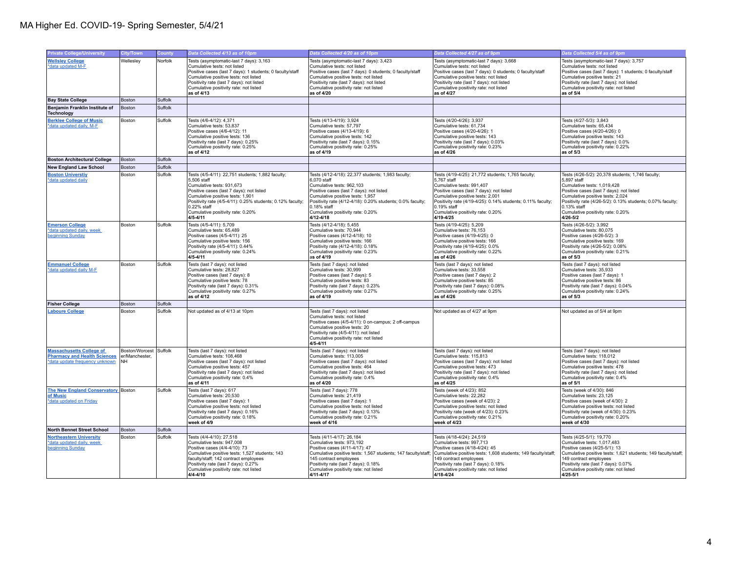# MA Higher Ed. COVID-19- Spring Semester, 5/4/21

| Private College/University | City/Town | County | Data Collected 4/13 as of 10pm | Data Collected 4/20 as of 10pm | Data Collected 4/27 as of 9pm | Data Collected 5/4 as of 9pm |
|---|---|---|---|---|---|---|
| **Wellsley College** *data updated M-F | Wellesley | Norfolk | Tests (asymptomatic-last 7 days): 3,163<br>Cumulative tests: not listed<br>Positive cases (last 7 days): 1 students; 0 faculty/staff<br>Cumulative positive tests: not listed<br>Positivity rate (last 7 days): not listed<br>Cumulative positivity rate: not listed<br>**as of 4/13** | Tests (asymptomatic-last 7 days): 3,423<br>Cumulative tests: not listed<br>Positive cases (last 7 days): 0 students; 0 faculty/staff<br>Cumulative positive tests: not listed<br>Positivity rate (last 7 days): not listed<br>Cumulative positivity rate: not listed<br>**as of 4/20** | Tests (asymptomatic-last 7 days): 3,668<br>Cumulative tests: not listed<br>Positive cases (last 7 days): 0 students; 0 faculty/staff<br>Cumulative positive tests: not listed<br>Positivity rate (last 7 days): 0.03%<br>Cumulative positivity rate: not listed<br>**as of 4/27** | Tests (asymptomatic-last 7 days): 3,757<br>Cumulative tests: not listed<br>Positive cases (last 7 days): 1 students; 0 faculty/staff<br>Cumulative positive tests: 21<br>Positivity rate (last 7 days): not listed<br>Cumulative positivity rate: not listed<br>**as of 5/4** |
| **Bay State College** | Boston | Suffolk | | | | |
| **Benjamin Franklin Institute of Technology** | Boston | Suffolk | | | | |
| **Berklee College of Music** *data updated daily, M-F | Boston | Suffolk | Tests (4/6-4/12): 4,371<br>Cumulative tests: 53,837<br>Positive cases (4/6-4/12): 11<br>Cumulative positive tests: 136<br>Positivity rate (last 7 days): 0.25%<br>Cumulative positivity rate: 0.25%<br>**as of 4/12** | Tests (4/13-4/19): 3,924<br>Cumulative tests: 57,797<br>Positive cases (4/13-4/19): 6<br>Cumulative positive tests: 142<br>Positivity rate (last 7 days): 0.15%<br>Cumulative positivity rate: 0.25%<br>**as of 4/19** | Tests (4/20-4/26): 3,937<br>Cumulative tests: 61,734<br>Positive cases (4/20-4/26): 1<br>Cumulative positive tests: 143<br>Positivity rate (last 7 days): 0.03%<br>Cumulative positivity rate: 0.23%<br>**as of 4/26** | Tests (4/27-5/3): 3,843<br>Cumulative tests: 65,434<br>Positive cases (4/20-4/26): 0<br>Cumulative positive tests: 143<br>Positivity rate (last 7 days): 0%<br>Cumulative positivity rate: 0.22%<br>**as of 5/3** |
| **Boston Architectural College** | Boston | Suffolk | | | | |
| **New England Law School** | Boston | Suffolk | | | | |
| **Boston Universtiy** *data updated daily | Boston | Suffolk | Tests (4/5-4/11): 22,751 students; 1,882 faculty; 5,506 staff<br>Cumulative tests: 931,673<br>Positive cases (last 7 days): not listed<br>Cumulative positive tests: 1,901<br>Positivity rate (4/5-4/11): 0.25% students; 0.12% faculty; 0.22% staff<br>Cumulative positivity rate: 0.20%<br>**4/5-4/11** | Tests (4/12-4/18): 22,377 students; 1,983 faculty; 6,070 staff<br>Cumulative tests: 962,103<br>Positive cases (last 7 days): not listed<br>Cumulative positive tests: 1,957<br>Positivity rate (4/12-4/18): 0.20% students; 0.0% faculty; 0.18% staff<br>Cumulative positivity rate: 0.20%<br>**4/12-4/18** | Tests (4/19-4/25): 21,772 students; 1,765 faculty; 5,767 staff<br>Cumulative tests: 991,407<br>Positive cases (last 7 days): not listed<br>Cumulative positive tests: 2,001<br>Positivity rate (4/19-4/25): 0.14% students; 0.11% faculty; 0.19% staff<br>Cumulative positivity rate: 0.20%<br>**4/19-4/25** | Tests (4/26-5/2): 20,378 students; 1,746 faculty; 5,897 staff<br>Cumulative tests: 1,019,428<br>Positive cases (last 7 days): not listed<br>Cumulative positive tests: 2,024<br>Positivity rate (4/26-5/2): 0.13% students; 0.07% faculty; 0.13% staff<br>Cumulative positivity rate: 0.20%<br>**4/26-5/2** |
| **Emerson College** *data updated daily, week beginning Sunday | Boston | Suffolk | Tests (4/5-4/11): 5,709<br>Cumulative tests: 65,489<br>Positive cases (4/5-4/11): 25<br>Cumulative positive tests: 156<br>Positivity rate (4/5-4/11): 0.44%<br>Cumulative positivity rate: 0.24%<br>**4/5-4/11** | Tests (4/12-4/18): 5,455<br>Cumulative tests: 70,944<br>Positive cases (4/12-4/18): 10<br>Cumulative positive tests: 166<br>Positivity rate (4/12-4/18): 0.18%<br>Cumulative positivity rate: 0.23%<br>**as of 4/19** | Tests (4/19-4/25): 5,209<br>Cumulative tests: 76,153<br>Positive cases (4/19-4/25): 0<br>Cumulative positive tests: 166<br>Positivity rate (4/19-4/25): 0.0%<br>Cumulative positivity rate: 0.22%<br>**as of 4/26** | Tests (4/26-5/2): 3,992<br>Cumulative tests: 80,075<br>Positive cases (4/26-5/2): 3<br>Cumulative positive tests: 169<br>Positivity rate (4/26-5/2): 0.08%<br>Cumulative positivity rate: 0.21%<br>**as of 5/3** |
| **Emmanuel College** *data updated daily M-F | Boston | Suffolk | Tests (last 7 days): not listed<br>Cumulative tests: 28,827<br>Positive cases (last 7 days): 8<br>Cumulative positive tests: 78<br>Positivity rate (last 7 days): 0.31%<br>Cumulative positivity rate: 0.27%<br>**as of 4/12** | Tests (last 7 days): not listed<br>Cumulative tests: 30,999<br>Positive cases (last 7 days): 5<br>Cumulative positive tests: 83<br>Positivity rate (last 7 days): 0.23%<br>Cumulative positivity rate: 0.27%<br>**as of 4/19** | Tests (last 7 days): not listed<br>Cumulative tests: 33,558<br>Positive cases (last 7 days): 2<br>Cumulative positive tests: 85<br>Positivity rate (last 7 days): 0.08%<br>Cumulative positivity rate: 0.25%<br>**as of 4/26** | Tests (last 7 days): not listed<br>Cumulative tests: 35,933<br>Positive cases (last 7 days): 1<br>Cumulative positive tests: 86<br>Positivity rate (last 7 days): 0.04%<br>Cumulative positivity rate: 0.24%<br>**as of 5/3** |
| **Fisher College** | Boston | Suffolk | | | | |
| **Laboure College** | Boston | Suffolk | Not updated as of 4/13 at 10pm | Tests (last 7 days): not listed<br>Cumulative tests: not listed<br>Positive cases (4/5-4/11): 0 on-campus; 2 off-campus<br>Cumulative positive tests: 20<br>Positivity rate (4/5-4/11): not listed<br>Cumulative positivity rate: not listed<br>**4/5-4/11** | Not updated as of 4/27 at 9pm | Not updated as of 5/4 at 9pm |
| **Massachusetts College of Pharmacy and Health Sciences** *data update frequency unknown | Boston/Worcester/Manchester, NH | Suffolk | Tests (last 7 days): not listed<br>Cumulative tests: 108,468<br>Positive cases (last 7 days): not listed<br>Cumulative positive tests: 457<br>Positivity rate (last 7 days): not listed<br>Cumulative positivity rate: 0.4%<br>**as of 4/11** | Tests (last 7 days): not listed<br>Cumulative tests: 113,005<br>Positive cases (last 7 days): not listed<br>Cumulative positive tests: 464<br>Positivity rate (last 7 days): not listed<br>Cumulative positivity rate: 0.4%<br>**as of 4/20** | Tests (last 7 days): not listed<br>Cumulative tests: 115,813<br>Positive cases (last 7 days): not listed<br>Cumulative positive tests: 473<br>Positivity rate (last 7 days): not listed<br>Cumulative positivity rate: 0.4%<br>**as of 4/25** | Tests (last 7 days): not listed<br>Cumulative tests: 118,012<br>Positive cases (last 7 days): not listed<br>Cumulative positive tests: 478<br>Positivity rate (last 7 days): not listed<br>Cumulative positivity rate: 0.4%<br>**as of 5/1** |
| **The New England Conservatory of Music** *data updated on Friday | Boston | Suffolk | Tests (last 7 days): 617<br>Cumulative tests: 20,530<br>Positive cases (last 7 days): 1<br>Cumulative positive tests: not listed<br>Positivity rate (last 7 days): 0.16%<br>Cumulative positivity rate: 0.18%<br>**week of 4/9** | Tests (last 7 days): 778<br>Cumulative tests: 21,419<br>Positive cases (last 7 days): 1<br>Cumulative positive tests: not listed<br>Positivity rate (last 7 days): 0.13%<br>Cumulative positivity rate: 0.21%<br>**week of 4/16** | Tests (week of 4/23): 852<br>Cumulative tests: 22,282<br>Positive cases (week of 4/23): 2<br>Cumulative positive tests: not listed<br>Positivity rate (week of 4/23): 0.23%<br>Cumulative positivity rate: 0.21%<br>**week of 4/23** | Tests (week of 4/30): 846<br>Cumulative tests: 23,125<br>Positive cases (week of 4/30): 2<br>Cumulative positive tests: not listed<br>Positivity rate (week of 4/30): 0.23%<br>Cumulative positivity rate: 0.20%<br>**week of 4/30** |
| **North Bennet Street School** | Boston | Suffolk | | | | |
| **Northeastern University** *data updated daily, week beginning Sunday | Boston | Suffolk | Tests (4/4-4/10): 27,518<br>Cumulative tests: 947,008<br>Positive cases (4/4-4/10): 73<br>Cumulative positive tests: 1,527 students; 143 faculty/staff; 142 contract employees<br>Positivity rate (last 7 days): 0.27%<br>Cumulative positivity rate: not listed<br>**4/4-4/10** | Tests (4/11-4/17): 26,184<br>Cumulative tests: 973,192<br>Positive cases (4/11-4/17): 47<br>Cumulative positive tests: 1,567 students; 147 faculty/staff; 145 contract employees<br>Positivity rate (last 7 days): 0.18%<br>Cumulative positivity rate: not listed<br>**4/11-4/17** | Tests (4/18-4/24): 24,519<br>Cumulative tests: 997,713<br>Positive cases (4/18-4/24): 45<br>Cumulative positive tests: 1,608 students; 149 faculty/staff; 149 contract employees<br>Positivity rate (last 7 days): 0.18%<br>Cumulative positivity rate: not listed<br>**4/18-4/24** | Tests (4/25-5/1): 19,770<br>Cumulative tests: 1,017,483<br>Positive cases (4/25-5/1): 13<br>Cumulative positive tests: 1,621 students; 149 faculty/staff; 149 contract employees<br>Positivity rate (last 7 days): 0.07%<br>Cumulative positivity rate: not listed<br>**4/25-5/1** |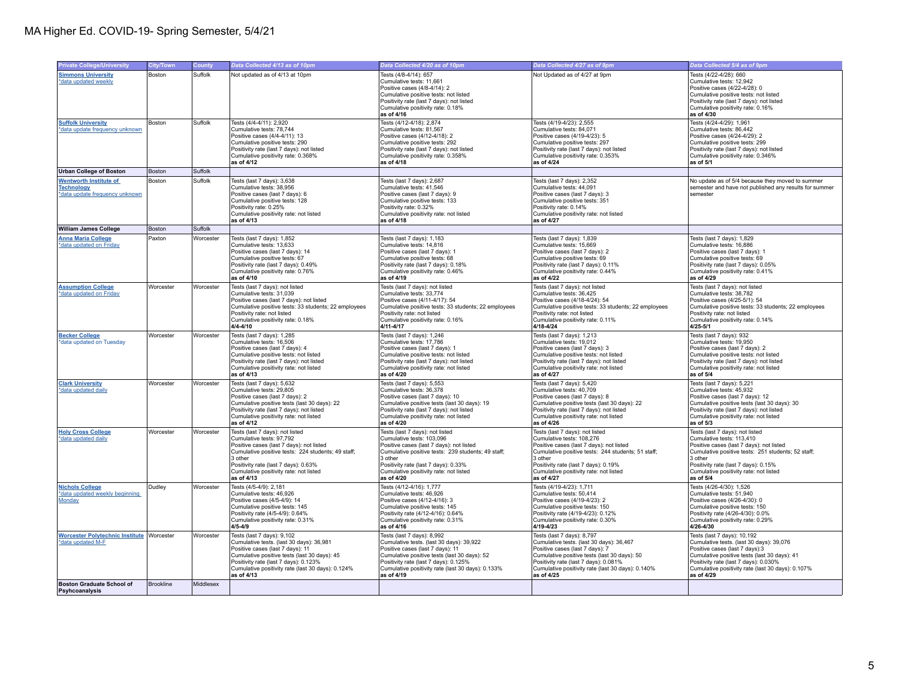# MA Higher Ed. COVID-19- Spring Semester, 5/4/21

| Private College/University | City/Town | County | Data Collected 4/13 as of 10pm | Data Collected 4/20 as of 10pm | Data Collected 4/27 as of 9pm | Data Collected 5/4 as of 9pm |
|---|---|---|---|---|---|---|
| **Simmons University** *data updated weekly | Boston | Suffolk | Not updated as of 4/13 at 10pm | Tests (4/8-4/14): 657<br>Cumulative tests: 11,661<br>Positive cases (4/8-4/14): 2<br>Cumulative positive tests: not listed<br>Positivity rate (last 7 days): not listed<br>Cumulative positivity rate: 0.18%<br>**as of 4/16** | Not Updated as of 4/27 at 9pm | Tests (4/22-4/28): 660<br>Cumulative tests: 12,942<br>Positive cases (4/22-4/28): 0<br>Cumulative positive tests: not listed<br>Positivity rate (last 7 days): not listed<br>Cumulative positivity rate: 0.16%<br>**as of 4/30** |
| **Suffolk University** *data update frequency unknown | Boston | Suffolk | Tests (4/4-4/11): 2,920<br>Cumulative tests: 78,744<br>Positive cases (4/4-4/11): 13<br>Cumulative positive tests: 290<br>Positivity rate (last 7 days): not listed<br>Cumulative positivity rate: 0.368%<br>**as of 4/12** | Tests (4/12-4/18): 2,874<br>Cumulative tests: 81,567<br>Positive cases (4/12-4/18): 2<br>Cumulative positive tests: 292<br>Positivity rate (last 7 days): not listed<br>Cumulative positivity rate: 0.358%<br>**as of 4/18** | Tests (4/19-4/23): 2,555<br>Cumulative tests: 84,071<br>Positive cases (4/19-4/23): 5<br>Cumulative positive tests: 297<br>Positivity rate (last 7 days): not listed<br>Cumulative positivity rate: 0.353%<br>**as of 4/24** | Tests (4/24-4/29): 1,961<br>Cumulative tests: 86,442<br>Positive cases (4/24-4/29): 2<br>Cumulative positive tests: 299<br>Positivity rate (last 7 days): not listed<br>Cumulative positivity rate: 0.346%<br>**as of 5/1** |
| **Urban College of Boston** | Boston | Suffolk | | | | |
| **Wentworth Institute of Technology** *data update frequency unknown | Boston | Suffolk | Tests (last 7 days): 3,638<br>Cumulative tests: 38,956<br>Positive cases (last 7 days): 6<br>Cumulative positive tests: 128<br>Positivity rate: 0.25%<br>Cumulative positivity rate: not listed<br>**as of 4/13** | Tests (last 7 days): 2,687<br>Cumulative tests: 41,546<br>Positive cases (last 7 days): 9<br>Cumulative positive tests: 133<br>Positivity rate: 0.32%<br>Cumulative positivity rate: not listed<br>**as of 4/18** | Tests (last 7 days): 2,352<br>Cumulative tests: 44,091<br>Positive cases (last 7 days): 3<br>Cumulative positive tests: 351<br>Positivity rate: 0.14%<br>Cumulative positivity rate: not listed<br>**as of 4/27** | No update as of 5/4 because they moved to summer semester and have not published any results for summer semester |
| **William James College** | Boston | Suffolk | | | | |
| **Anna Maria College** *data updated on Friday | Paxton | Worcester | Tests (last 7 days): 1,852<br>Cumulative tests: 13,633<br>Positive cases (last 7 days): 14<br>Cumulative positive tests: 67<br>Positivity rate (last 7 days): 0.49%<br>Cumulative positivity rate: 0.76%<br>**as of 4/10** | Tests (last 7 days): 1,183<br>Cumulative tests: 14,816<br>Positive cases (last 7 days): 1<br>Cumulative positive tests: 68<br>Positivity rate (last 7 days): 0.18%<br>Cumulative positivity rate: 0.46%<br>**as of 4/19** | Tests (last 7 days): 1,839<br>Cumulative tests: 15,669<br>Positive cases (last 7 days): 2<br>Cumulative positive tests: 69<br>Positivity rate (last 7 days): 0.11%<br>Cumulative positivity rate: 0.44%<br>**as of 4/22** | Tests (last 7 days): 1,829<br>Cumulative tests: 16,886<br>Positive cases (last 7 days): 1<br>Cumulative positive tests: 69<br>Positivity rate (last 7 days): 0.05%<br>Cumulative positivity rate: 0.41%<br>**as of 4/29** |
| **Assumption College** *data updated on Friday | Worcester | Worcester | Tests (last 7 days): not listed<br>Cumulative tests: 31,039<br>Positive cases (last 7 days): not listed<br>Cumulative positive tests: 33 students; 22 employees<br>Positivity rate: not listed<br>Cumulative positivity rate: 0.18%<br>**4/4-4/10** | Tests (last 7 days): not listed<br>Cumulative tests: 33,774<br>Positive cases (4/11-4/17): 54<br>Cumulative positive tests: 33 students; 22 employees<br>Positivity rate: not listed<br>Cumulative positivity rate: 0.16%<br>**4/11-4/17** | Tests (last 7 days): not listed<br>Cumulative tests: 36,425<br>Positive cases (4/18-4/24): 54<br>Cumulative positive tests: 33 students; 22 employees<br>Positivity rate: not listed<br>Cumulative positivity rate: 0.11%<br>**4/18-4/24** | Tests (last 7 days): not listed<br>Cumulative tests: 38,782<br>Positive cases (4/25-5/1): 54<br>Cumulative positive tests: 33 students; 22 employees<br>Positivity rate: not listed<br>Cumulative positivity rate: 0.14%<br>**4/25-5/1** |
| **Becker College** *data updated on Tuesday | Worcester | Worcester | Tests (last 7 days): 1,285<br>Cumulative tests: 16,506<br>Positive cases (last 7 days): 4<br>Cumulative positive tests: not listed<br>Positivity rate (last 7 days): not listed<br>Cumulative positivity rate: not listed<br>**as of 4/13** | Tests (last 7 days): 1,246<br>Cumulative tests: 17,786<br>Positive cases (last 7 days): 1<br>Cumulative positive tests: not listed<br>Positivity rate (last 7 days): not listed<br>Cumulative positivity rate: not listed<br>**as of 4/20** | Tests (last 7 days): 1,213<br>Cumulative tests: 19,012<br>Positive cases (last 7 days): 3<br>Cumulative positive tests: not listed<br>Positivity rate (last 7 days): not listed<br>Cumulative positivity rate: not listed<br>**as of 4/27** | Tests (last 7 days): 932<br>Cumulative tests: 19,950<br>Positive cases (last 7 days): 2<br>Cumulative positive tests: not listed<br>Positivity rate (last 7 days): not listed<br>Cumulative positivity rate: not listed<br>**as of 5/4** |
| **Clark University** *data updated daily | Worcester | Worcester | Tests (last 7 days): 5,632<br>Cumulative tests: 29,805<br>Positive cases (last 7 days): 2<br>Cumulative positive tests (last 30 days): 22<br>Positivity rate (last 7 days): not listed<br>Cumulative positivity rate: not listed<br>**as of 4/12** | Tests (last 7 days): 5,553<br>Cumulative tests: 36,378<br>Positive cases (last 7 days): 10<br>Cumulative positive tests (last 30 days): 19<br>Positivity rate (last 7 days): not listed<br>Cumulative positivity rate: not listed<br>**as of 4/20** | Tests (last 7 days): 5,420<br>Cumulative tests: 40,709<br>Positive cases (last 7 days): 8<br>Cumulative positive tests (last 30 days): 22<br>Positivity rate (last 7 days): not listed<br>Cumulative positivity rate: not listed<br>**as of 4/26** | Tests (last 7 days): 5,221<br>Cumulative tests: 45,932<br>Positive cases (last 7 days): 12<br>Cumulative positive tests (last 30 days): 30<br>Positivity rate (last 7 days): not listed<br>Cumulative positivity rate: not listed<br>**as of 5/3** |
| **Holy Cross College** *data updated daily | Worcester | Worcester | Tests (last 7 days): not listed<br>Cumulative tests: 97,792<br>Positive cases (last 7 days): not listed<br>Cumulative positive tests: 224 students; 49 staff; 3 other<br>Positivity rate (last 7 days): 0.63%<br>Cumulative positivity rate: not listed<br>**as of 4/13** | Tests (last 7 days): not listed<br>Cumulative tests: 103,096<br>Positive cases (last 7 days): not listed<br>Cumulative positive tests: 239 students; 49 staff; 3 other<br>Positivity rate (last 7 days): 0.33%<br>Cumulative positivity rate: not listed<br>**as of 4/20** | Tests (last 7 days): not listed<br>Cumulative tests: 108,276<br>Positive cases (last 7 days): not listed<br>Cumulative positive tests: 244 students; 51 staff; 3 other<br>Positivity rate (last 7 days): 0.19%<br>Cumulative positivity rate: not listed<br>**as of 4/27** | Tests (last 7 days): not listed<br>Cumulative tests: 113,410<br>Positive cases (last 7 days): not listed<br>Cumulative positive tests: 251 students; 52 staff; 3 other<br>Positivity rate (last 7 days): 0.15%<br>Cumulative positivity rate: not listed<br>**as of 5/4** |
| **Nichols College** *data updated weekly beginning Monday | Dudley | Worcester | Tests (4/5-4/9): 2,181<br>Cumulative tests: 46,926<br>Positive cases (4/5-4/9): 14<br>Cumulative positive tests: 145<br>Positivity rate (4/5-4/9): 0.64%<br>Cumulative positivity rate: 0.31%<br>**4/5-4/9** | Tests (4/12-4/16): 1,777<br>Cumulative tests: 46,926<br>Positive cases (4/12-4/16): 3<br>Cumulative positive tests: 145<br>Positivity rate (4/12-4/16): 0.64%<br>Cumulative positivity rate: 0.31%<br>**as of 4/16** | Tests (4/19-4/23): 1,711<br>Cumulative tests: 50,414<br>Positive cases (4/19-4/23): 2<br>Cumulative positive tests: 145<br>Positivity rate (4/19-4/23): 0.12%<br>Cumulative positivity rate: 0.30%<br>**4/19-4/23** | Tests (4/26-4/30): 1,526<br>Cumulative tests: 51,940<br>Positive cases (4/26-4/30): 0<br>Cumulative positive tests: 150<br>Positivity rate (4/26-4/30): 0.0%<br>Cumulative positivity rate: 0.29%<br>**4/26-4/30** |
| **Worcester Polytechnic Institute** *data updated M-F | Worcester | Worcester | Tests (last 7 days): 9,102<br>Cumulative tests. (last 30 days): 36,981<br>Positive cases (last 7 days): 11<br>Cumulative positive tests (last 30 days): 45<br>Positivity rate (last 7 days): 0.123%<br>Cumulative positivity rate (last 30 days): 0.124%<br>**as of 4/13** | Tests (last 7 days): 8,992<br>Cumulative tests. (last 30 days): 39,922<br>Positive cases (last 7 days): 11<br>Cumulative positive tests (last 30 days): 52<br>Positivity rate (last 7 days): 0.125%<br>Cumulative positivity rate (last 30 days): 0.133%<br>**as of 4/19** | Tests (last 7 days): 8,797<br>Cumulative tests. (last 30 days): 36,467<br>Positive cases (last 7 days): 7<br>Cumulative positive tests (last 30 days): 50<br>Positivity rate (last 7 days): 0.081%<br>Cumulative positivity rate (last 30 days): 0.140%<br>**as of 4/25** | Tests (last 7 days): 10,192<br>Cumulative tests. (last 30 days): 39,076<br>Positive cases (last 7 days):3<br>Cumulative positive tests (last 30 days): 41<br>Positivity rate (last 7 days): 0.030%<br>Cumulative positivity rate (last 30 days): 0.107%<br>**as of 4/29** |
| **Boston Graduate School of Psyhcoanalysis** | Brookline | Middlesex | | | | |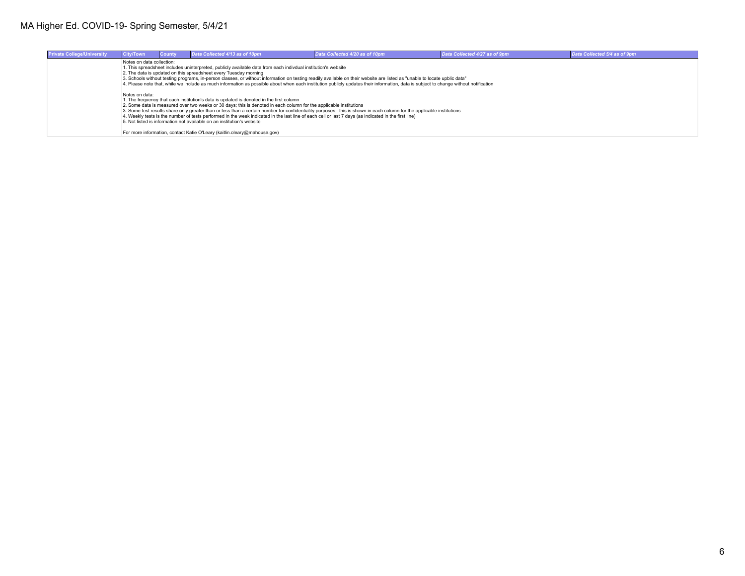MA Higher Ed. COVID-19- Spring Semester, 5/4/21

| Private College/University | City/Town | County | Data Collected 4/13 as of 10pm | Data Collected 4/20 as of 10pm | Data Collected 4/27 as of 9pm | Data Collected 5/4 as of 9pm |
|---|---|---|---|---|---|---|
| | Notes on data collection:<br>1. This spreadsheet includes uninterpreted, publicly available data from each indivdual institution's website<br>2. The data is updated on this spreadsheet every Tuesday morning<br>3. Schools without testing programs, in-person classes, or without information on testing readily available on their website are listed as "unable to locate upblic data"<br>4. Please note that, while we include as much information as possible about when each institution publicly updates their information, data is subject to change without notification<br><br>Notes on data:<br>1. The frequency that each institution's data is updated is denoted in the first column<br>2. Some data is measured over two weeks or 30 days; this is denoted in each column for the applicable institutions<br>3. Some test results share only greater than or less than a certain number for confidentiality purposes; this is shown in each column for the applicable institutions<br>4. Weekly tests is the number of tests performed in the week indicated in the last line of each cell or last 7 days (as indicated in the first line)<br>5. Not listed is information not available on an institution's website<br><br>For more information, contact Katie O'Leary (kaitlin.oleary@mahouse.gov) | | | | | |